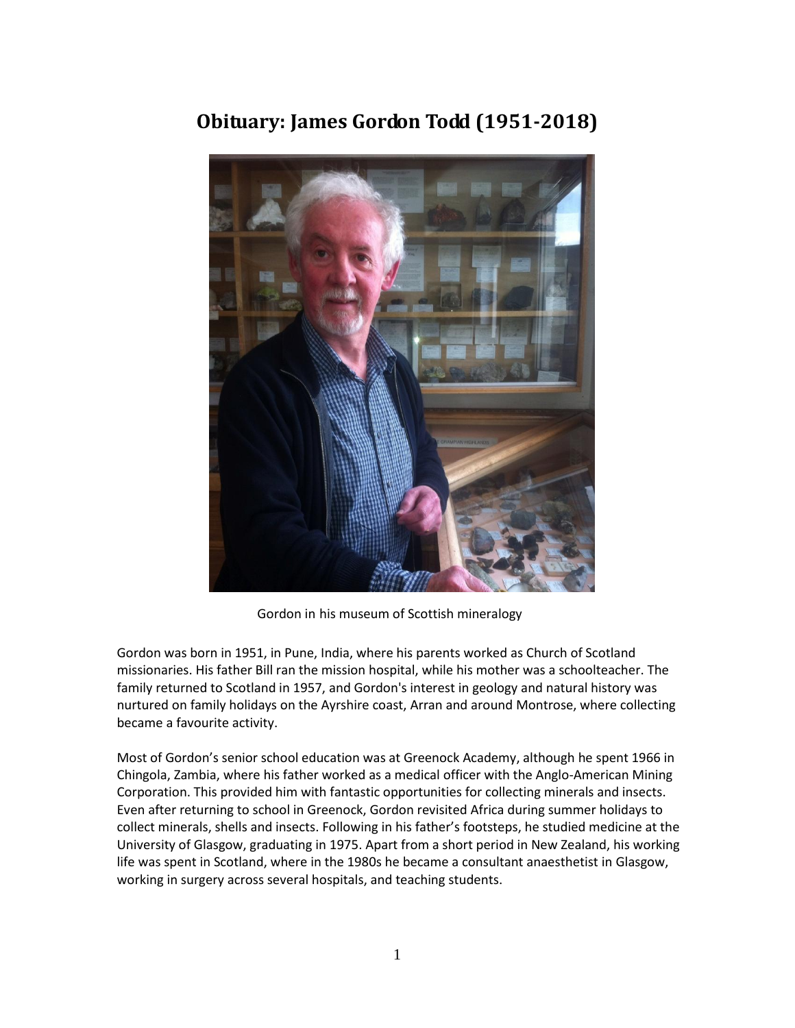# Obituary: James Gordon Todd (1951-2018)

Gordon in his museum of Scottish mineralogy

Gordon was born in 1951, in Pune, India, where his parents worked as Church of Scotland missionaries. His father Bill ran the mission hospital, while his mother was a schoolteacher. The family returned to Scotland in 1957, and Gordon's interest in geology and natural history was nurtured on family holidays on the Ayrshire coast, Arran and around Montrose, where collecting became a favourite activity.

Most of Gordon's senior school education was at Greenock Academy, although he spent 1966 in Chingola, Zambia, where his father worked as a medical officer with the Anglo-American Mining Corporation. This provided him with fantastic opportunities for collecting minerals and insects. Even after returning to school in Greenock, Gordon revisited Africa during summer holidays to collect minerals, shells and insects. Following in his father's footsteps, he studied medicine at the University of Glasgow, graduating in 1975. Apart from a short period in New Zealand, his working life was spent in Scotland, where in the 1980s he became a consultant anaesthetist in Glasgow, working in surgery across several hospitals, and teaching students.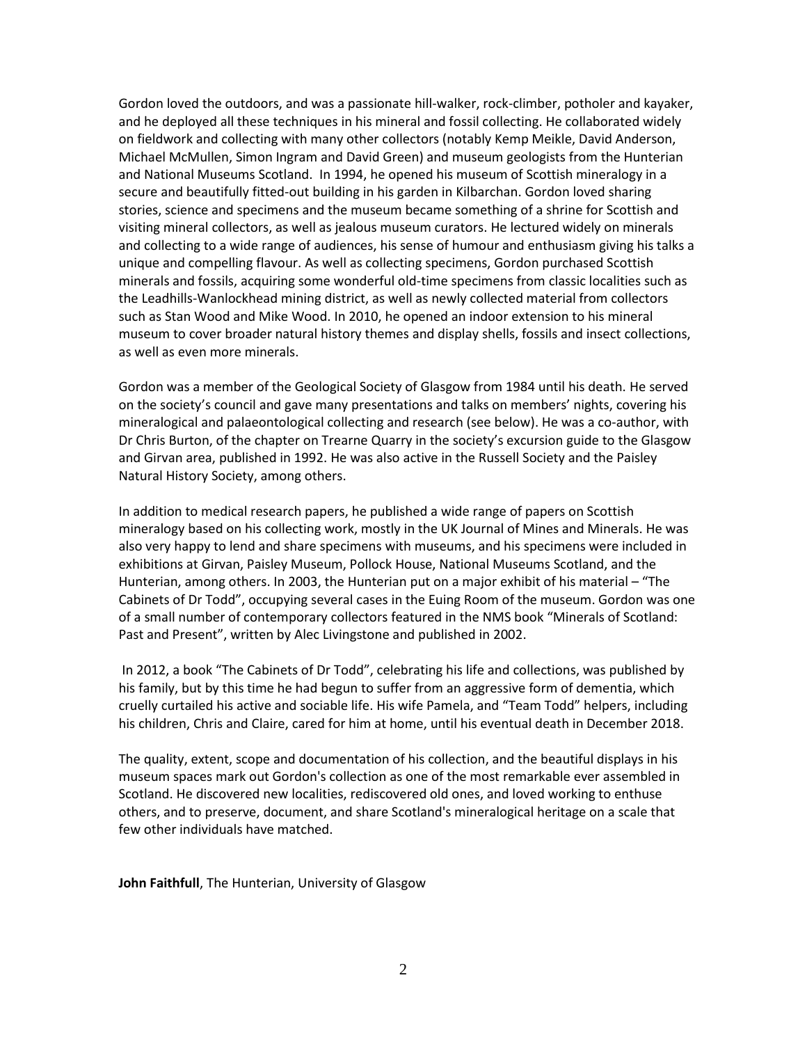Gordon loved the outdoors, and was a passionate hill-walker, rock-climber, potholer and kayaker, and he deployed all these techniques in his mineral and fossil collecting. He collaborated widely on fieldwork and collecting with many other collectors (notably Kemp Meikle, David Anderson, Michael McMullen, Simon Ingram and David Green) and museum geologists from the Hunterian and National Museums Scotland. In 1994, he opened his museum of Scottish mineralogy in a secure and beautifully fitted-out building in his garden in Kilbarchan. Gordon loved sharing stories, science and specimens and the museum became something of a shrine for Scottish and visiting mineral collectors, as well as jealous museum curators. He lectured widely on minerals and collecting to a wide range of audiences, his sense of humour and enthusiasm giving his talks a unique and compelling flavour. As well as collecting specimens, Gordon purchased Scottish minerals and fossils, acquiring some wonderful old-time specimens from classic localities such as the Leadhills-Wanlockhead mining district, as well as newly collected material from collectors such as Stan Wood and Mike Wood. In 2010, he opened an indoor extension to his mineral museum to cover broader natural history themes and display shells, fossils and insect collections, as well as even more minerals.

Gordon was a member of the Geological Society of Glasgow from 1984 until his death. He served on the society's council and gave many presentations and talks on members' nights, covering his mineralogical and palaeontological collecting and research (see below). He was a co-author, with Dr Chris Burton, of the chapter on Trearne Quarry in the society's excursion guide to the Glasgow and Girvan area, published in 1992. He was also active in the Russell Society and the Paisley Natural History Society, among others.

In addition to medical research papers, he published a wide range of papers on Scottish mineralogy based on his collecting work, mostly in the UK Journal of Mines and Minerals. He was also very happy to lend and share specimens with museums, and his specimens were included in exhibitions at Girvan, Paisley Museum, Pollock House, National Museums Scotland, and the Hunterian, among others. In 2003, the Hunterian put on a major exhibit of his material – "The Cabinets of Dr Todd", occupying several cases in the Euing Room of the museum. Gordon was one of a small number of contemporary collectors featured in the NMS book "Minerals of Scotland: Past and Present", written by Alec Livingstone and published in 2002.

In 2012, a book "The Cabinets of Dr Todd", celebrating his life and collections, was published by his family, but by this time he had begun to suffer from an aggressive form of dementia, which cruelly curtailed his active and sociable life. His wife Pamela, and "Team Todd" helpers, including his children, Chris and Claire, cared for him at home, until his eventual death in December 2018.

The quality, extent, scope and documentation of his collection, and the beautiful displays in his museum spaces mark out Gordon's collection as one of the most remarkable ever assembled in Scotland. He discovered new localities, rediscovered old ones, and loved working to enthuse others, and to preserve, document, and share Scotland's mineralogical heritage on a scale that few other individuals have matched.

**John Faithfull**, The Hunterian, University of Glasgow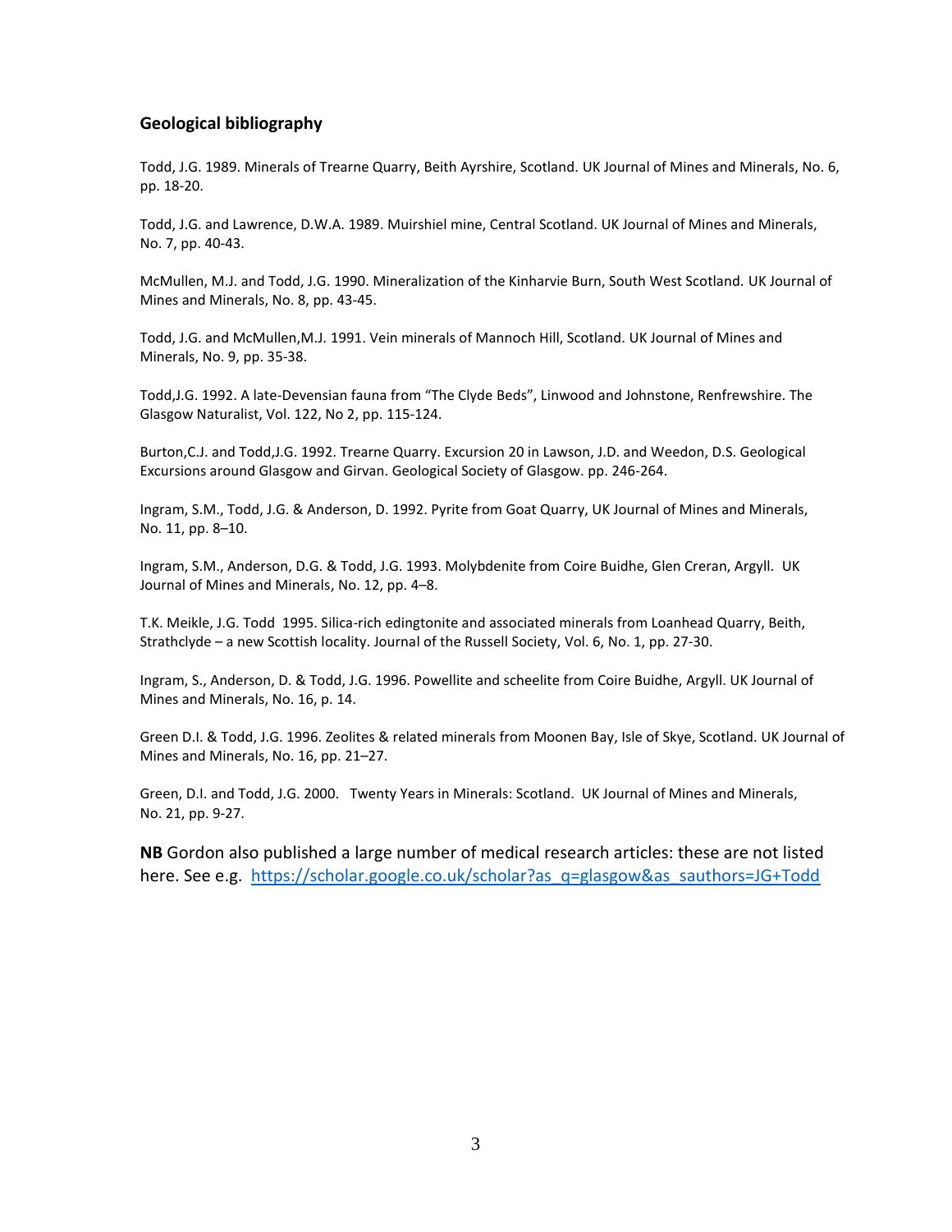## Geological bibliography

Todd, J.G. 1989. Minerals of Trearne Quarry, Beith Ayrshire, Scotland. UK Journal of Mines and Minerals, No. 6, pp. 18-20.

Todd, J.G. and Lawrence, D.W.A. 1989. Muirshiel mine, Central Scotland. UK Journal of Mines and Minerals, No. 7, pp. 40-43.

McMullen, M.J. and Todd, J.G. 1990. Mineralization of the Kinharvie Burn, South West Scotland. UK Journal of Mines and Minerals, No. 8, pp. 43-45.

Todd, J.G. and McMullen,M.J. 1991. Vein minerals of Mannoch Hill, Scotland. UK Journal of Mines and Minerals, No. 9, pp. 35-38.

Todd,J.G. 1992. A late-Devensian fauna from "The Clyde Beds", Linwood and Johnstone, Renfrewshire. The Glasgow Naturalist, Vol. 122, No 2, pp. 115-124.

Burton,C.J. and Todd,J.G. 1992. Trearne Quarry. Excursion 20 in Lawson, J.D. and Weedon, D.S. Geological Excursions around Glasgow and Girvan. Geological Society of Glasgow. pp. 246-264.

Ingram, S.M., Todd, J.G. & Anderson, D. 1992. Pyrite from Goat Quarry, UK Journal of Mines and Minerals, No. 11, pp. 8–10.

Ingram, S.M., Anderson, D.G. & Todd, J.G. 1993. Molybdenite from Coire Buidhe, Glen Creran, Argyll. UK Journal of Mines and Minerals, No. 12, pp. 4–8.

T.K. Meikle, J.G. Todd 1995. Silica-rich edingtonite and associated minerals from Loanhead Quarry, Beith, Strathclyde – a new Scottish locality. Journal of the Russell Society, Vol. 6, No. 1, pp. 27-30.

Ingram, S., Anderson, D. & Todd, J.G. 1996. Powellite and scheelite from Coire Buidhe, Argyll. UK Journal of Mines and Minerals, No. 16, p. 14.

Green D.I. & Todd, J.G. 1996. Zeolites & related minerals from Moonen Bay, Isle of Skye, Scotland. UK Journal of Mines and Minerals, No. 16, pp. 21–27.

Green, D.I. and Todd, J.G. 2000. Twenty Years in Minerals: Scotland. UK Journal of Mines and Minerals, No. 21, pp. 9-27.

**NB** Gordon also published a large number of medical research articles: these are not listed here. See e.g. https://scholar.google.co.uk/scholar?as_q=glasgow&as_sauthors=JG+Todd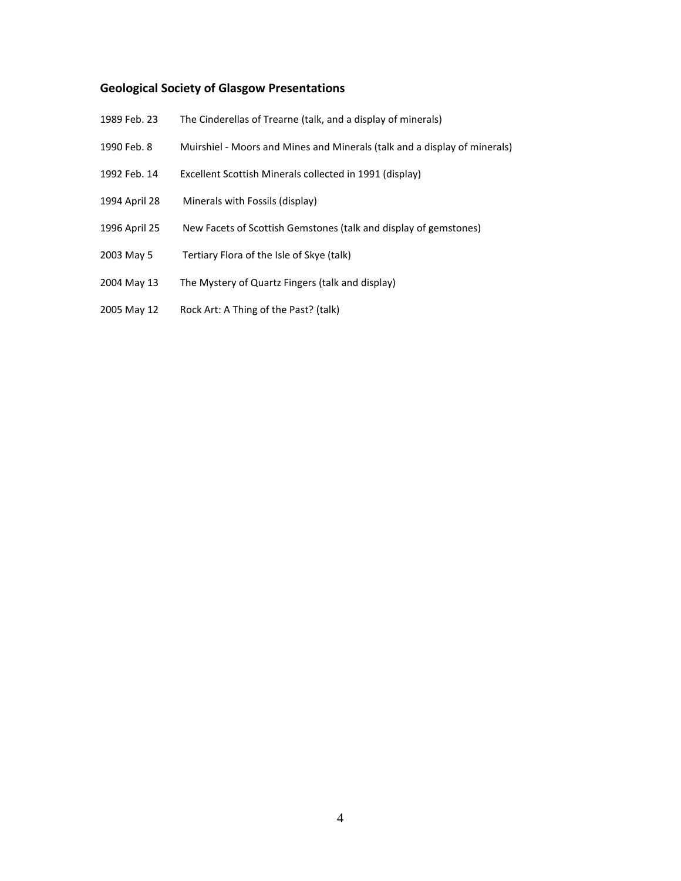## Geological Society of Glasgow Presentations

1989 Feb. 23 The Cinderellas of Trearne (talk, and a display of minerals)

1990 Feb. 8 Muirshiel - Moors and Mines and Minerals (talk and a display of minerals)

1992 Feb. 14 Excellent Scottish Minerals collected in 1991 (display)

1994 April 28 Minerals with Fossils (display)

1996 April 25 New Facets of Scottish Gemstones (talk and display of gemstones)

2003 May 5 Tertiary Flora of the Isle of Skye (talk)

2004 May 13 The Mystery of Quartz Fingers (talk and display)

2005 May 12 Rock Art: A Thing of the Past? (talk)